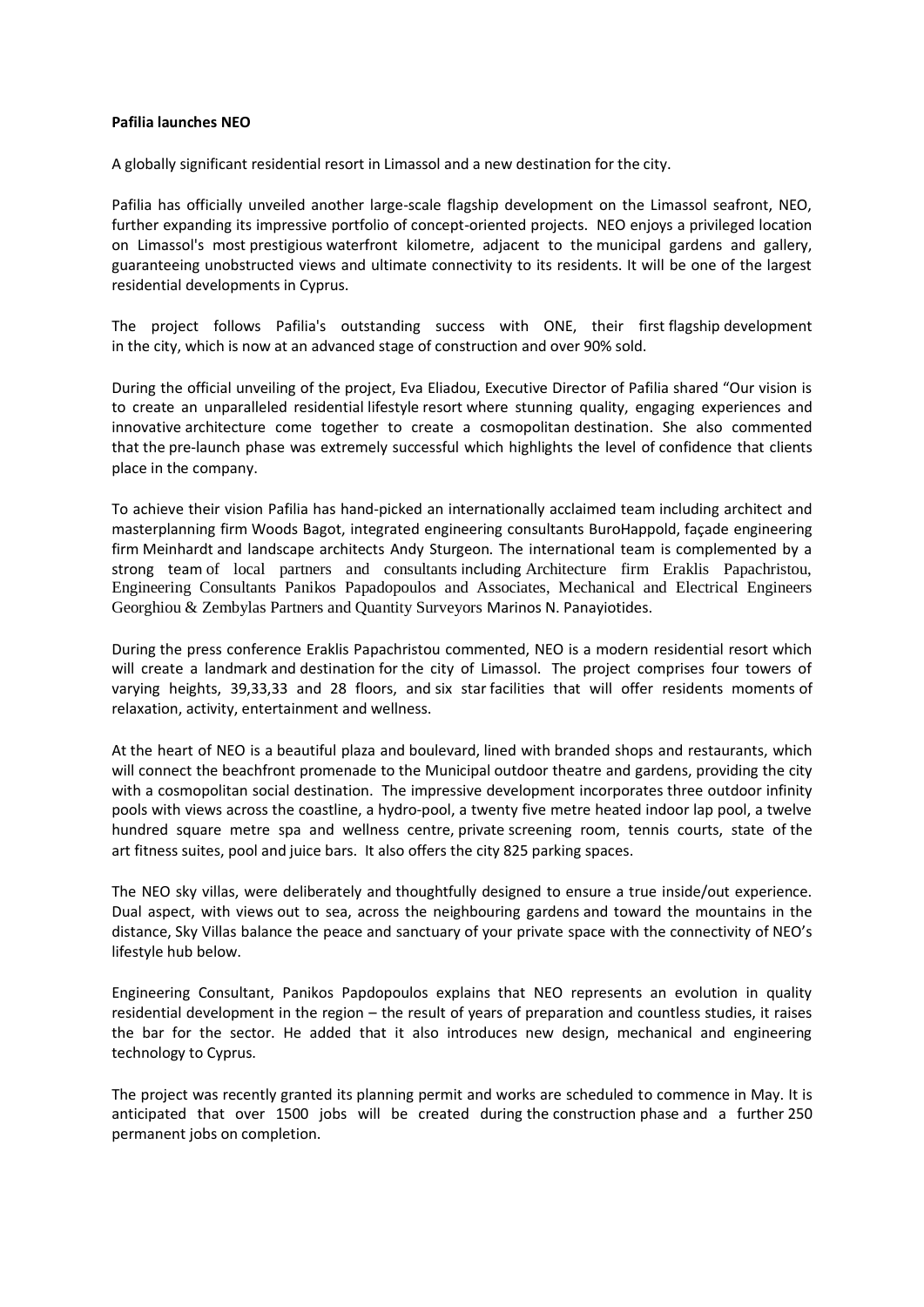**Pafilia launches NEO**

A globally significant residential resort in Limassol and a new destination for the city.

Pafilia has officially unveiled another large-scale flagship development on the Limassol seafront, NEO, further expanding its impressive portfolio of concept-oriented projects. NEO enjoys a privileged location on Limassol's most prestigious waterfront kilometre, adjacent to the municipal gardens and gallery, guaranteeing unobstructed views and ultimate connectivity to its residents. It will be one of the largest residential developments in Cyprus.

The project follows Pafilia's outstanding success with ONE, their first flagship development in the city, which is now at an advanced stage of construction and over 90% sold.

During the official unveiling of the project, Eva Eliadou, Executive Director of Pafilia shared "Our vision is to create an unparalleled residential lifestyle resort where stunning quality, engaging experiences and innovative architecture come together to create a cosmopolitan destination. She also commented that the pre-launch phase was extremely successful which highlights the level of confidence that clients place in the company.

To achieve their vision Pafilia has hand-picked an internationally acclaimed team including architect and masterplanning firm Woods Bagot, integrated engineering consultants BuroHappold, façade engineering firm Meinhardt and landscape architects Andy Sturgeon. The international team is complemented by a strong team of local partners and consultants including Architecture firm Eraklis Papachristou, Engineering Consultants Panikos Papadopoulos and Associates, Mechanical and Electrical Engineers Georghiou & Zembylas Partners and Quantity Surveyors Marinos N. Panayiotides.

During the press conference Eraklis Papachristou commented, NEO is a modern residential resort which will create a landmark and destination for the city of Limassol. The project comprises four towers of varying heights, 39,33,33 and 28 floors, and six star facilities that will offer residents moments of relaxation, activity, entertainment and wellness.

At the heart of NEO is a beautiful plaza and boulevard, lined with branded shops and restaurants, which will connect the beachfront promenade to the Municipal outdoor theatre and gardens, providing the city with a cosmopolitan social destination. The impressive development incorporates three outdoor infinity pools with views across the coastline, a hydro-pool, a twenty five metre heated indoor lap pool, a twelve hundred square metre spa and wellness centre, private screening room, tennis courts, state of the art fitness suites, pool and juice bars. It also offers the city 825 parking spaces.

The NEO sky villas, were deliberately and thoughtfully designed to ensure a true inside/out experience. Dual aspect, with views out to sea, across the neighbouring gardens and toward the mountains in the distance, Sky Villas balance the peace and sanctuary of your private space with the connectivity of NEO's lifestyle hub below.

Engineering Consultant, Panikos Papdopoulos explains that NEO represents an evolution in quality residential development in the region – the result of years of preparation and countless studies, it raises the bar for the sector. He added that it also introduces new design, mechanical and engineering technology to Cyprus.

The project was recently granted its planning permit and works are scheduled to commence in May. It is anticipated that over 1500 jobs will be created during the construction phase and a further 250 permanent jobs on completion.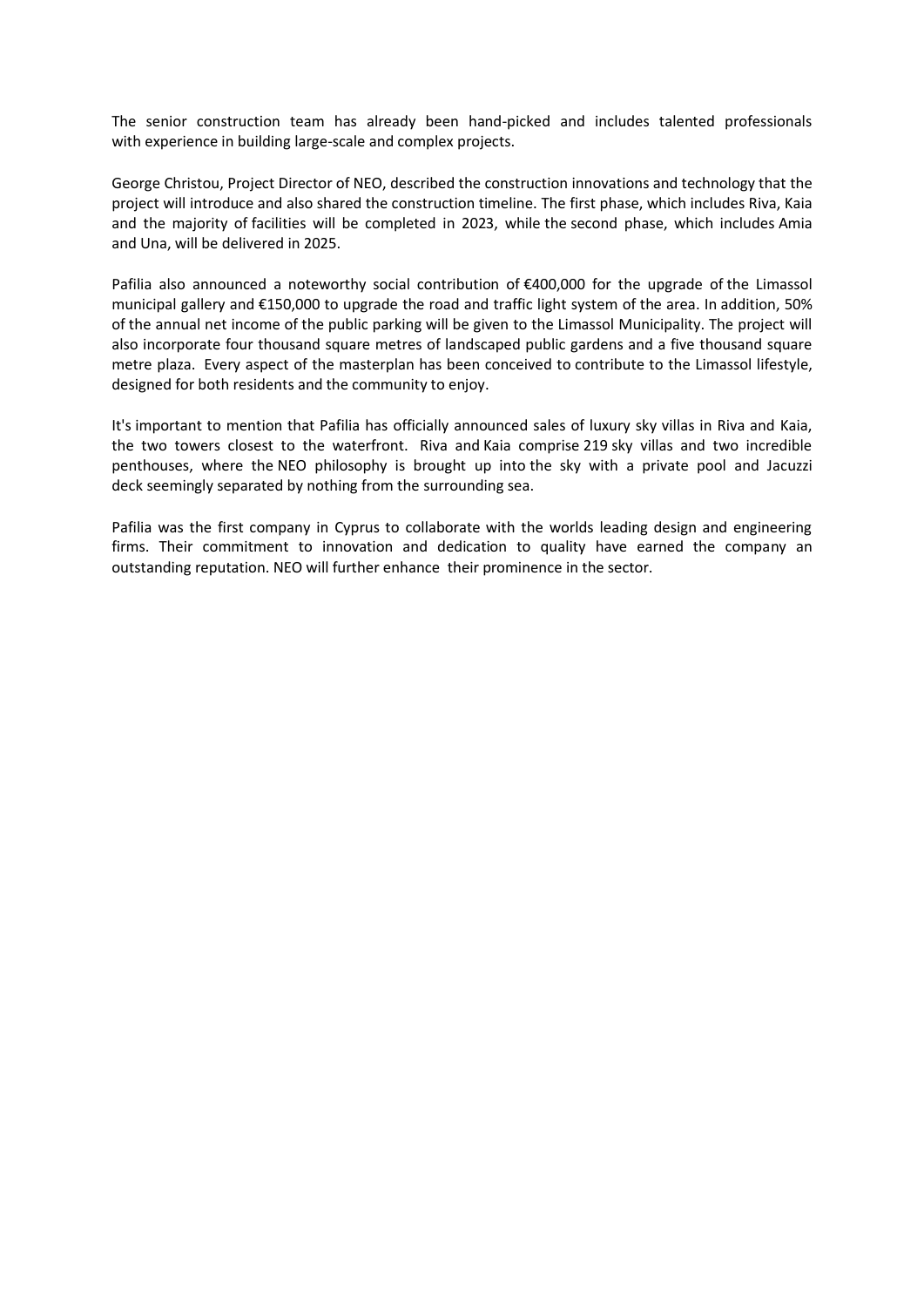The senior construction team has already been hand-picked and includes talented professionals with experience in building large-scale and complex projects.

George Christou, Project Director of NEO, described the construction innovations and technology that the project will introduce and also shared the construction timeline. The first phase, which includes Riva, Kaia and the majority of facilities will be completed in 2023, while the second phase, which includes Amia and Una, will be delivered in 2025.

Pafilia also announced a noteworthy social contribution of €400,000 for the upgrade of the Limassol municipal gallery and €150,000 to upgrade the road and traffic light system of the area. In addition, 50% of the annual net income of the public parking will be given to the Limassol Municipality. The project will also incorporate four thousand square metres of landscaped public gardens and a five thousand square metre plaza. Every aspect of the masterplan has been conceived to contribute to the Limassol lifestyle, designed for both residents and the community to enjoy.

It's important to mention that Pafilia has officially announced sales of luxury sky villas in Riva and Kaia, the two towers closest to the waterfront. Riva and Kaia comprise 219 sky villas and two incredible penthouses, where the NEO philosophy is brought up into the sky with a private pool and Jacuzzi deck seemingly separated by nothing from the surrounding sea.

Pafilia was the first company in Cyprus to collaborate with the worlds leading design and engineering firms. Their commitment to innovation and dedication to quality have earned the company an outstanding reputation. NEO will further enhance their prominence in the sector.